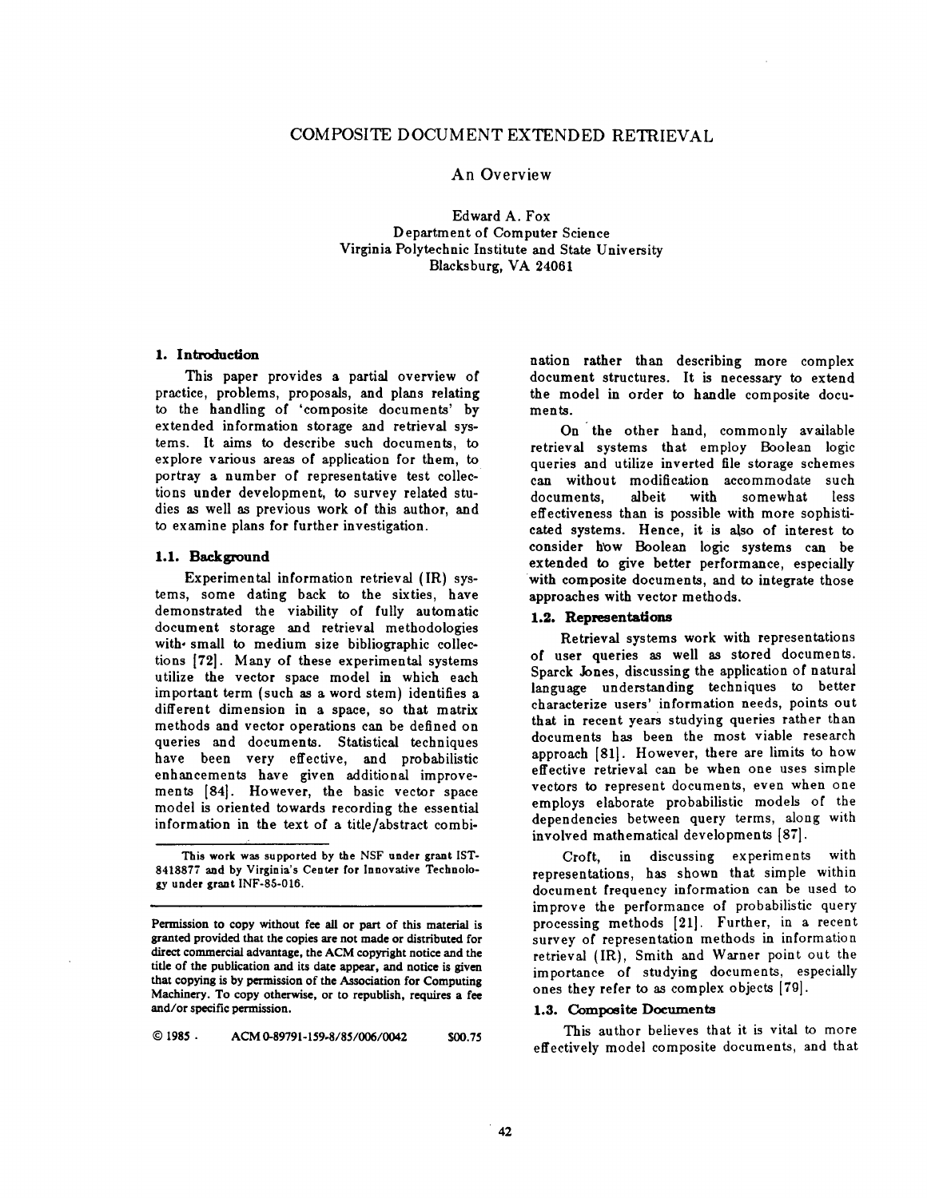# COMPOSITE DOCUMENT EXTENDED RETRIEVAL

## An Overview

Edward A. Fox
Department of Computer Science
Virginia Polytechnic Institute and State University
Blacksburg, VA 24061

### 1. Introduction

This paper provides a partial overview of practice, problems, proposals, and plans relating to the handling of 'composite documents' by extended information storage and retrieval systems. It aims to describe such documents, to explore various areas of application for them, to portray a number of representative test collections under development, to survey related studies as well as previous work of this author, and to examine plans for further investigation.

### 1.1. Background

Experimental information retrieval (IR) systems, some dating back to the sixties, have demonstrated the viability of fully automatic document storage and retrieval methodologies with small to medium size bibliographic collections [72]. Many of these experimental systems utilize the vector space model in which each important term (such as a word stem) identifies a different dimension in a space, so that matrix methods and vector operations can be defined on queries and documents. Statistical techniques have been very effective, and probabilistic enhancements have given additional improvements [84]. However, the basic vector space model is oriented towards recording the essential information in the text of a title/abstract combination rather than describing more complex document structures. It is necessary to extend the model in order to handle composite documents.

On the other hand, commonly available retrieval systems that employ Boolean logic queries and utilize inverted file storage schemes can without modification accommodate such documents, albeit with somewhat less effectiveness than is possible with more sophisticated systems. Hence, it is also of interest to consider how Boolean logic systems can be extended to give better performance, especially with composite documents, and to integrate those approaches with vector methods.

### 1.2. Representations

Retrieval systems work with representations of user queries as well as stored documents. Sparck Jones, discussing the application of natural language understanding techniques to better characterize users' information needs, points out that in recent years studying queries rather than documents has been the most viable research approach [81]. However, there are limits to how effective retrieval can be when one uses simple vectors to represent documents, even when one employs elaborate probabilistic models of the dependencies between query terms, along with involved mathematical developments [87].

Croft, in discussing experiments with representations, has shown that simple within document frequency information can be used to improve the performance of probabilistic query processing methods [21]. Further, in a recent survey of representation methods in information retrieval (IR), Smith and Warner point out the importance of studying documents, especially ones they refer to as complex objects [79].

### 1.3. Composite Documents

This author believes that it is vital to more effectively model composite documents, and that

---

This work was supported by the NSF under grant IST-8418877 and by Virginia's Center for Innovative Technology under grant INF-85-016.

Permission to copy without fee all or part of this material is granted provided that the copies are not made or distributed for direct commercial advantage, the ACM copyright notice and the title of the publication and its date appear, and notice is given that copying is by permission of the Association for Computing Machinery. To copy otherwise, or to republish, requires a fee and/or specific permission.

© 1985 ACM 0-89791-159-8/85/006/0042 $00.75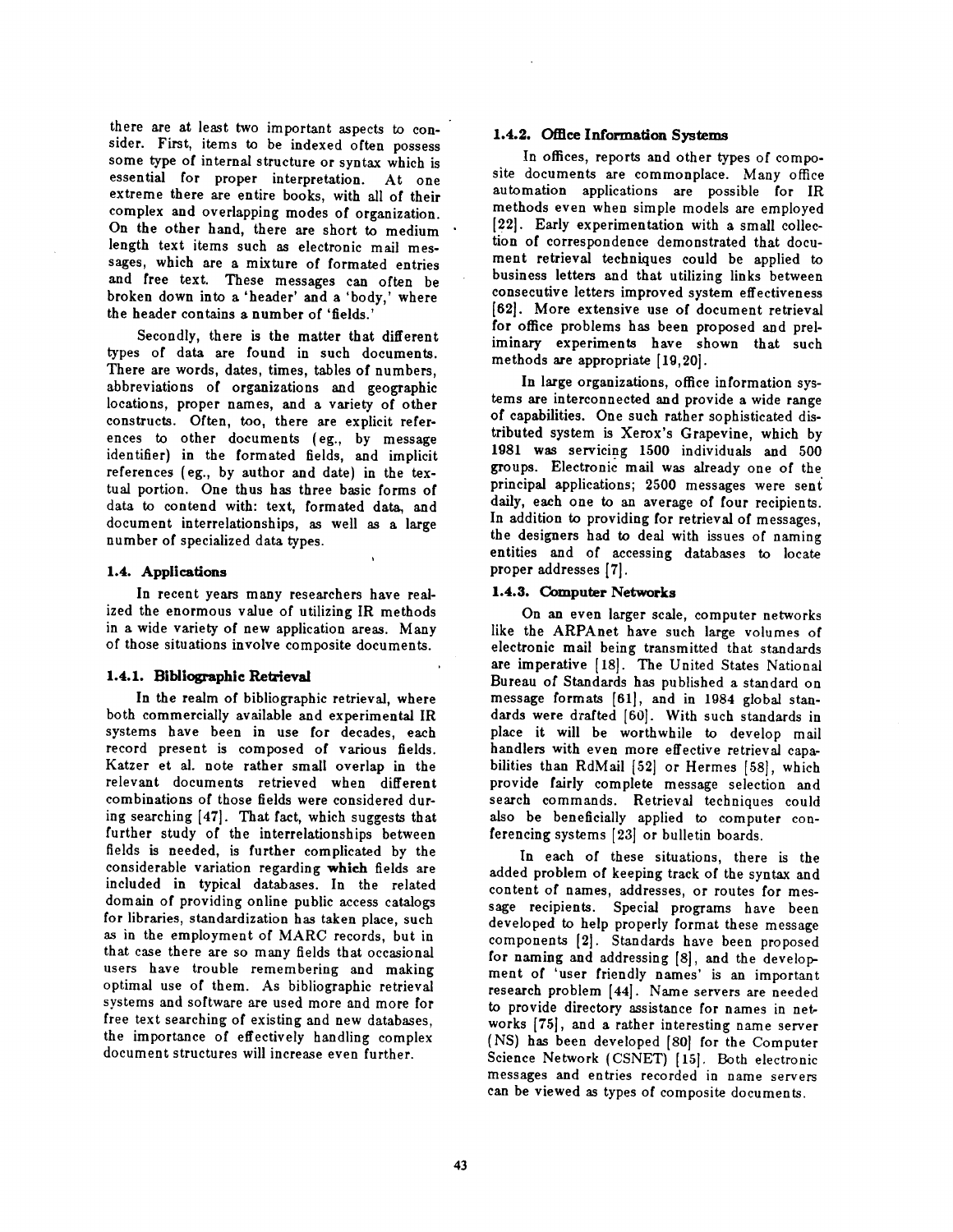there are at least two important aspects to consider. First, items to be indexed often possess some type of internal structure or syntax which is essential for proper interpretation. At one extreme there are entire books, with all of their complex and overlapping modes of organization. On the other hand, there are short to medium length text items such as electronic mail messages, which are a mixture of formated entries and free text. These messages can often be broken down into a 'header' and a 'body,' where the header contains a number of 'fields.'

Secondly, there is the matter that different types of data are found in such documents. There are words, dates, times, tables of numbers, abbreviations of organizations and geographic locations, proper names, and a variety of other constructs. Often, too, there are explicit references to other documents (eg., by message identifier) in the formated fields, and implicit references (eg., by author and date) in the textual portion. One thus has three basic forms of data to contend with: text, formated data, and document interrelationships, as well as a large number of specialized data types.

### 1.4. Applications

In recent years many researchers have realized the enormous value of utilizing IR methods in a wide variety of new application areas. Many of those situations involve composite documents.

#### 1.4.1. Bibliographic Retrieval

In the realm of bibliographic retrieval, where both commercially available and experimental IR systems have been in use for decades, each record present is composed of various fields. Katzer et al. note rather small overlap in the relevant documents retrieved when different combinations of those fields were considered during searching [47]. That fact, which suggests that further study of the interrelationships between fields is needed, is further complicated by the considerable variation regarding **which** fields are included in typical databases. In the related domain of providing online public access catalogs for libraries, standardization has taken place, such as in the employment of MARC records, but in that case there are so many fields that occasional users have trouble remembering and making optimal use of them. As bibliographic retrieval systems and software are used more and more for free text searching of existing and new databases, the importance of effectively handling complex document structures will increase even further.

#### 1.4.2. Office Information Systems

In offices, reports and other types of composite documents are commonplace. Many office automation applications are possible for IR methods even when simple models are employed [22]. Early experimentation with a small collection of correspondence demonstrated that document retrieval techniques could be applied to business letters and that utilizing links between consecutive letters improved system effectiveness [62]. More extensive use of document retrieval for office problems has been proposed and preliminary experiments have shown that such methods are appropriate [19,20].

In large organizations, office information systems are interconnected and provide a wide range of capabilities. One such rather sophisticated distributed system is Xerox's Grapevine, which by 1981 was servicing 1500 individuals and 500 groups. Electronic mail was already one of the principal applications; 2500 messages were sent daily, each one to an average of four recipients. In addition to providing for retrieval of messages, the designers had to deal with issues of naming entities and of accessing databases to locate proper addresses [7].

#### 1.4.3. Computer Networks

On an even larger scale, computer networks like the ARPAnet have such large volumes of electronic mail being transmitted that standards are imperative [18]. The United States National Bureau of Standards has published a standard on message formats [61], and in 1984 global standards were drafted [60]. With such standards in place it will be worthwhile to develop mail handlers with even more effective retrieval capabilities than RdMail [52] or Hermes [58], which provide fairly complete message selection and search commands. Retrieval techniques could also be beneficially applied to computer conferencing systems [23] or bulletin boards.

In each of these situations, there is the added problem of keeping track of the syntax and content of names, addresses, or routes for message recipients. Special programs have been developed to help properly format these message components [2]. Standards have been proposed for naming and addressing [8], and the development of 'user friendly names' is an important research problem [44]. Name servers are needed to provide directory assistance for names in networks [75], and a rather interesting name server (NS) has been developed [80] for the Computer Science Network (CSNET) [15]. Both electronic messages and entries recorded in name servers can be viewed as types of composite documents.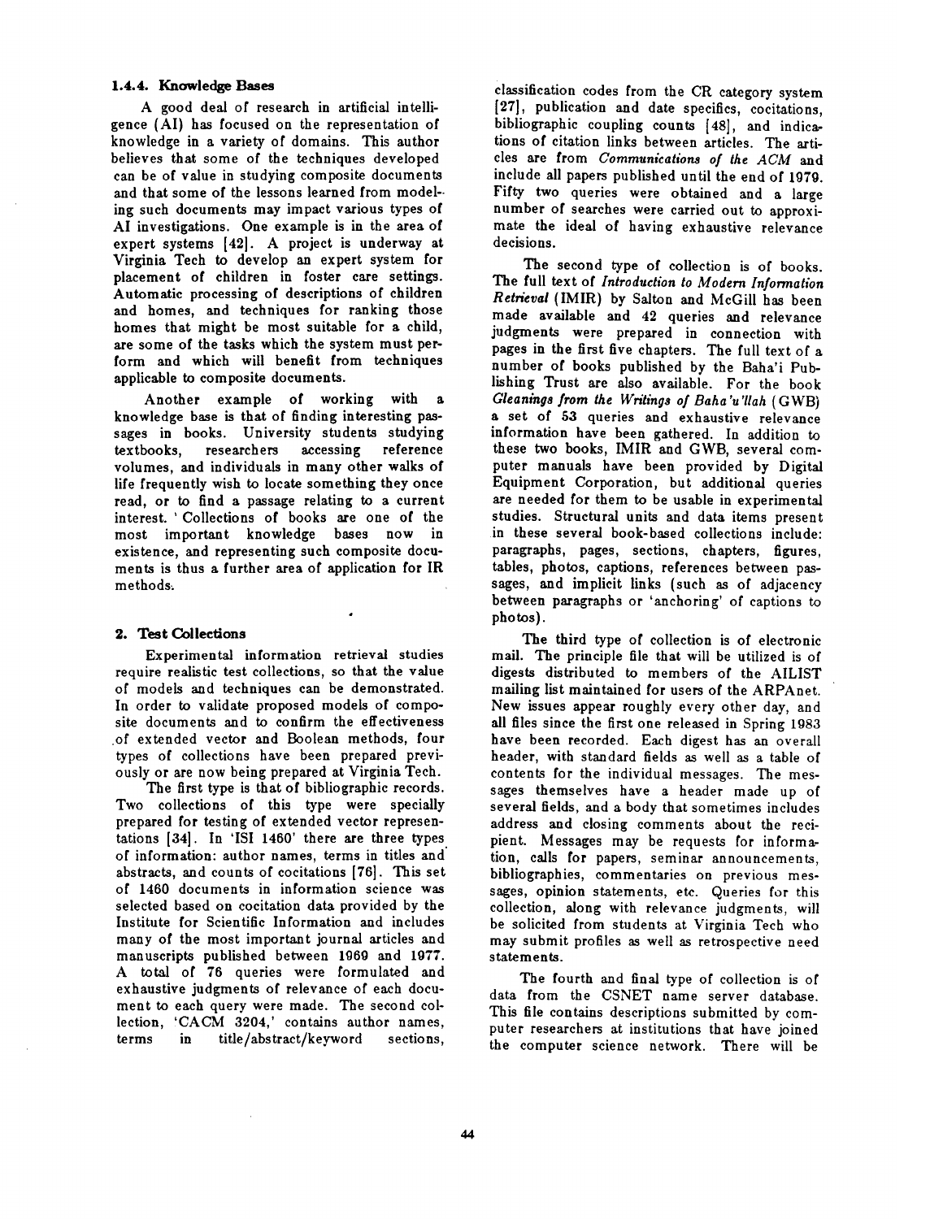### 1.4.4. Knowledge Bases

A good deal of research in artificial intelligence (AI) has focused on the representation of knowledge in a variety of domains. This author believes that some of the techniques developed can be of value in studying composite documents and that some of the lessons learned from modeling such documents may impact various types of AI investigations. One example is in the area of expert systems [42]. A project is underway at Virginia Tech to develop an expert system for placement of children in foster care settings. Automatic processing of descriptions of children and homes, and techniques for ranking those homes that might be most suitable for a child, are some of the tasks which the system must perform and which will benefit from techniques applicable to composite documents.

Another example of working with a knowledge base is that of finding interesting passages in books. University students studying textbooks, researchers accessing reference volumes, and individuals in many other walks of life frequently wish to locate something they once read, or to find a passage relating to a current interest. Collections of books are one of the most important knowledge bases now in existence, and representing such composite documents is thus a further area of application for IR methods.

## 2. Test Collections

Experimental information retrieval studies require realistic test collections, so that the value of models and techniques can be demonstrated. In order to validate proposed models of composite documents and to confirm the effectiveness of extended vector and Boolean methods, four types of collections have been prepared previously or are now being prepared at Virginia Tech.

The first type is that of bibliographic records. Two collections of this type were specially prepared for testing of extended vector representations [34]. In 'ISI 1460' there are three types of information: author names, terms in titles and abstracts, and counts of cocitations [76]. This set of 1460 documents in information science was selected based on cocitation data provided by the Institute for Scientific Information and includes many of the most important journal articles and manuscripts published between 1969 and 1977. A total of 76 queries were formulated and exhaustive judgments of relevance of each document to each query were made. The second collection, 'CACM 3204,' contains author names, terms in title/abstract/keyword sections, classification codes from the CR category system [27], publication and date specifics, cocitations, bibliographic coupling counts [48], and indications of citation links between articles. The articles are from *Communications of the ACM* and include all papers published until the end of 1979. Fifty two queries were obtained and a large number of searches were carried out to approximate the ideal of having exhaustive relevance decisions.

The second type of collection is of books. The full text of *Introduction to Modern Information Retrieval* (IMIR) by Salton and McGill has been made available and 42 queries and relevance judgments were prepared in connection with pages in the first five chapters. The full text of a number of books published by the Baha'i Publishing Trust are also available. For the book *Gleanings from the Writings of Baha'u'llah* (GWB) a set of 53 queries and exhaustive relevance information have been gathered. In addition to these two books, IMIR and GWB, several computer manuals have been provided by Digital Equipment Corporation, but additional queries are needed for them to be usable in experimental studies. Structural units and data items present in these several book-based collections include: paragraphs, pages, sections, chapters, figures, tables, photos, captions, references between passages, and implicit links (such as of adjacency between paragraphs or 'anchoring' of captions to photos).

The third type of collection is of electronic mail. The principle file that will be utilized is of digests distributed to members of the AILIST mailing list maintained for users of the ARPAnet. New issues appear roughly every other day, and all files since the first one released in Spring 1983 have been recorded. Each digest has an overall header, with standard fields as well as a table of contents for the individual messages. The messages themselves have a header made up of several fields, and a body that sometimes includes address and closing comments about the recipient. Messages may be requests for information, calls for papers, seminar announcements, bibliographies, commentaries on previous messages, opinion statements, etc. Queries for this collection, along with relevance judgments, will be solicited from students at Virginia Tech who may submit profiles as well as retrospective need statements.

The fourth and final type of collection is of data from the CSNET name server database. This file contains descriptions submitted by computer researchers at institutions that have joined the computer science network. There will be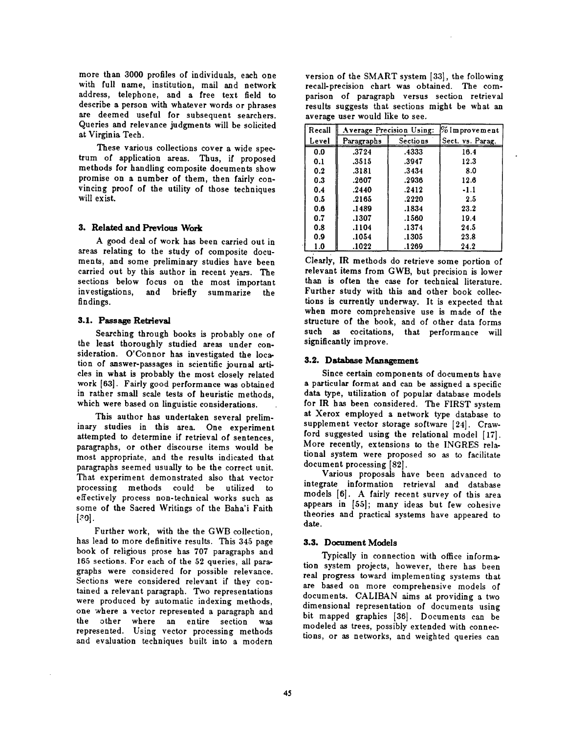more than 3000 profiles of individuals, each one with full name, institution, mail and network address, telephone, and a free text field to describe a person with whatever words or phrases are deemed useful for subsequent searchers. Queries and relevance judgments will be solicited at Virginia Tech.

These various collections cover a wide spectrum of application areas. Thus, if proposed methods for handling composite documents show promise on a number of them, then fairly convincing proof of the utility of those techniques will exist.

## 3. Related and Previous Work

A good deal of work has been carried out in areas relating to the study of composite documents, and some preliminary studies have been carried out by this author in recent years. The sections below focus on the most important investigations, and briefly summarize the findings.

### 3.1. Passage Retrieval

Searching through books is probably one of the least thoroughly studied areas under consideration. O'Connor has investigated the location of answer-passages in scientific journal articles in what is probably the most closely related work [63]. Fairly good performance was obtained in rather small scale tests of heuristic methods, which were based on linguistic considerations.

This author has undertaken several preliminary studies in this area. One experiment attempted to determine if retrieval of sentences, paragraphs, or other discourse items would be most appropriate, and the results indicated that paragraphs seemed usually to be the correct unit. That experiment demonstrated also that vector processing methods could be utilized to effectively process non-technical works such as some of the Sacred Writings of the Baha'i Faith [?0].

Further work, with the the GWB collection, has lead to more definitive results. This 345 page book of religious prose has 707 paragraphs and 165 sections. For each of the 52 queries, all paragraphs were considered for possible relevance. Sections were considered relevant if they contained a relevant paragraph. Two representations were produced by automatic indexing methods, one where a vector represented a paragraph and the other where an entire section was represented. Using vector processing methods and evaluation techniques built into a modern version of the SMART system [33], the following recall-precision chart was obtained. The comparison of paragraph versus section retrieval results suggests that sections might be what an average user would like to see.

| Recall | Average Precision Using: | | % Improvement |
|---|---|---|---|
| Level | Paragraphs | Sections | Sect. vs. Parag. |
| 0.0 | .3724 | .4333 | 16.4 |
| 0.1 | .3515 | .3947 | 12.3 |
| 0.2 | .3181 | .3434 | 8.0 |
| 0.3 | .2607 | .2936 | 12.6 |
| 0.4 | .2440 | .2412 | -1.1 |
| 0.5 | .2165 | .2220 | 2.5 |
| 0.6 | .1489 | .1834 | 23.2 |
| 0.7 | .1307 | .1560 | 19.4 |
| 0.8 | .1104 | .1374 | 24.5 |
| 0.9 | .1054 | .1305 | 23.8 |
| 1.0 | .1022 | .1269 | 24.2 |

Clearly, IR methods do retrieve some portion of relevant items from GWB, but precision is lower than is often the case for technical literature. Further study with this and other book collections is currently underway. It is expected that when more comprehensive use is made of the structure of the book, and of other data forms such as cocitations, that performance will significantly improve.

### 3.2. Database Management

Since certain components of documents have a particular format and can be assigned a specific data type, utilization of popular database models for IR has been considered. The FIRST system at Xerox employed a network type database to supplement vector storage software [24]. Crawford suggested using the relational model [17]. More recently, extensions to the INGRES relational system were proposed so as to facilitate document processing [82].

Various proposals have been advanced to integrate information retrieval and database models [6]. A fairly recent survey of this area appears in [55]; many ideas but few cohesive theories and practical systems have appeared to date.

### 3.3. Document Models

Typically in connection with office information system projects, however, there has been real progress toward implementing systems that are based on more comprehensive models of documents. CALIBAN aims at providing a two dimensional representation of documents using bit mapped graphics [36]. Documents can be modeled as trees, possibly extended with connections, or as networks, and weighted queries can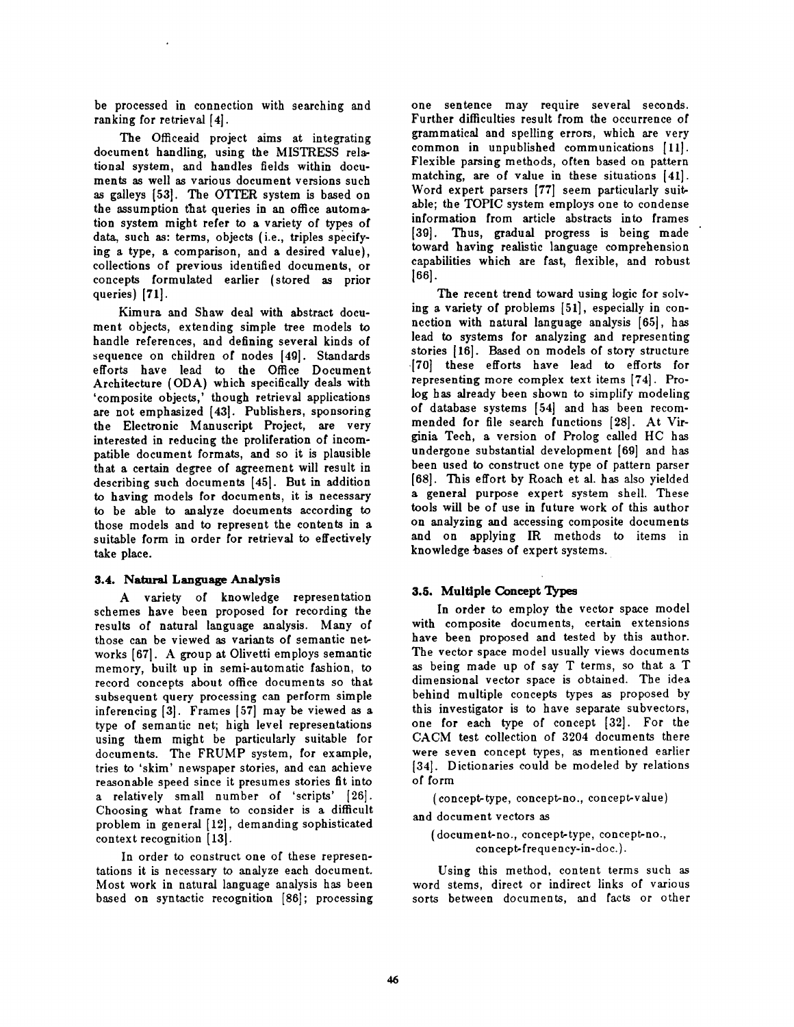be processed in connection with searching and ranking for retrieval [4].

The Officeaid project aims at integrating document handling, using the MISTRESS relational system, and handles fields within documents as well as various document versions such as galleys [53]. The OTTER system is based on the assumption that queries in an office automation system might refer to a variety of types of data, such as: terms, objects (i.e., triples specifying a type, a comparison, and a desired value), collections of previous identified documents, or concepts formulated earlier (stored as prior queries) [71].

Kimura and Shaw deal with abstract document objects, extending simple tree models to handle references, and defining several kinds of sequence on children of nodes [49]. Standards efforts have lead to the Office Document Architecture (ODA) which specifically deals with 'composite objects,' though retrieval applications are not emphasized [43]. Publishers, sponsoring the Electronic Manuscript Project, are very interested in reducing the proliferation of incompatible document formats, and so it is plausible that a certain degree of agreement will result in describing such documents [45]. But in addition to having models for documents, it is necessary to be able to analyze documents according to those models and to represent the contents in a suitable form in order for retrieval to effectively take place.

### 3.4. Natural Language Analysis

A variety of knowledge representation schemes have been proposed for recording the results of natural language analysis. Many of those can be viewed as variants of semantic networks [67]. A group at Olivetti employs semantic memory, built up in semi-automatic fashion, to record concepts about office documents so that subsequent query processing can perform simple inferencing [3]. Frames [57] may be viewed as a type of semantic net; high level representations using them might be particularly suitable for documents. The FRUMP system, for example, tries to 'skim' newspaper stories, and can achieve reasonable speed since it presumes stories fit into a relatively small number of 'scripts' [26]. Choosing what frame to consider is a difficult problem in general [12], demanding sophisticated context recognition [13].

In order to construct one of these representations it is necessary to analyze each document. Most work in natural language analysis has been based on syntactic recognition [86]; processing one sentence may require several seconds. Further difficulties result from the occurrence of grammatical and spelling errors, which are very common in unpublished communications [11]. Flexible parsing methods, often based on pattern matching, are of value in these situations [41]. Word expert parsers [77] seem particularly suitable; the TOPIC system employs one to condense information from article abstracts into frames [39]. Thus, gradual progress is being made toward having realistic language comprehension capabilities which are fast, flexible, and robust [66].

The recent trend toward using logic for solving a variety of problems [51], especially in connection with natural language analysis [65], has lead to systems for analyzing and representing stories [16]. Based on models of story structure [70] these efforts have lead to efforts for representing more complex text items [74]. Prolog has already been shown to simplify modeling of database systems [54] and has been recommended for file search functions [28]. At Virginia Tech, a version of Prolog called HC has undergone substantial development [69] and has been used to construct one type of pattern parser [68]. This effort by Roach et al. has also yielded a general purpose expert system shell. These tools will be of use in future work of this author on analyzing and accessing composite documents and on applying IR methods to items in knowledge bases of expert systems.

### 3.5. Multiple Concept Types

In order to employ the vector space model with composite documents, certain extensions have been proposed and tested by this author. The vector space model usually views documents as being made up of say T terms, so that a T dimensional vector space is obtained. The idea behind multiple concepts types as proposed by this investigator is to have separate subvectors, one for each type of concept [32]. For the CACM test collection of 3204 documents there were seven concept types, as mentioned earlier [34]. Dictionaries could be modeled by relations of form

(concept-type, concept-no., concept-value)

and document vectors as

(document-no., concept-type, concept-no., concept-frequency-in-doc.).

Using this method, content terms such as word stems, direct or indirect links of various sorts between documents, and facts or other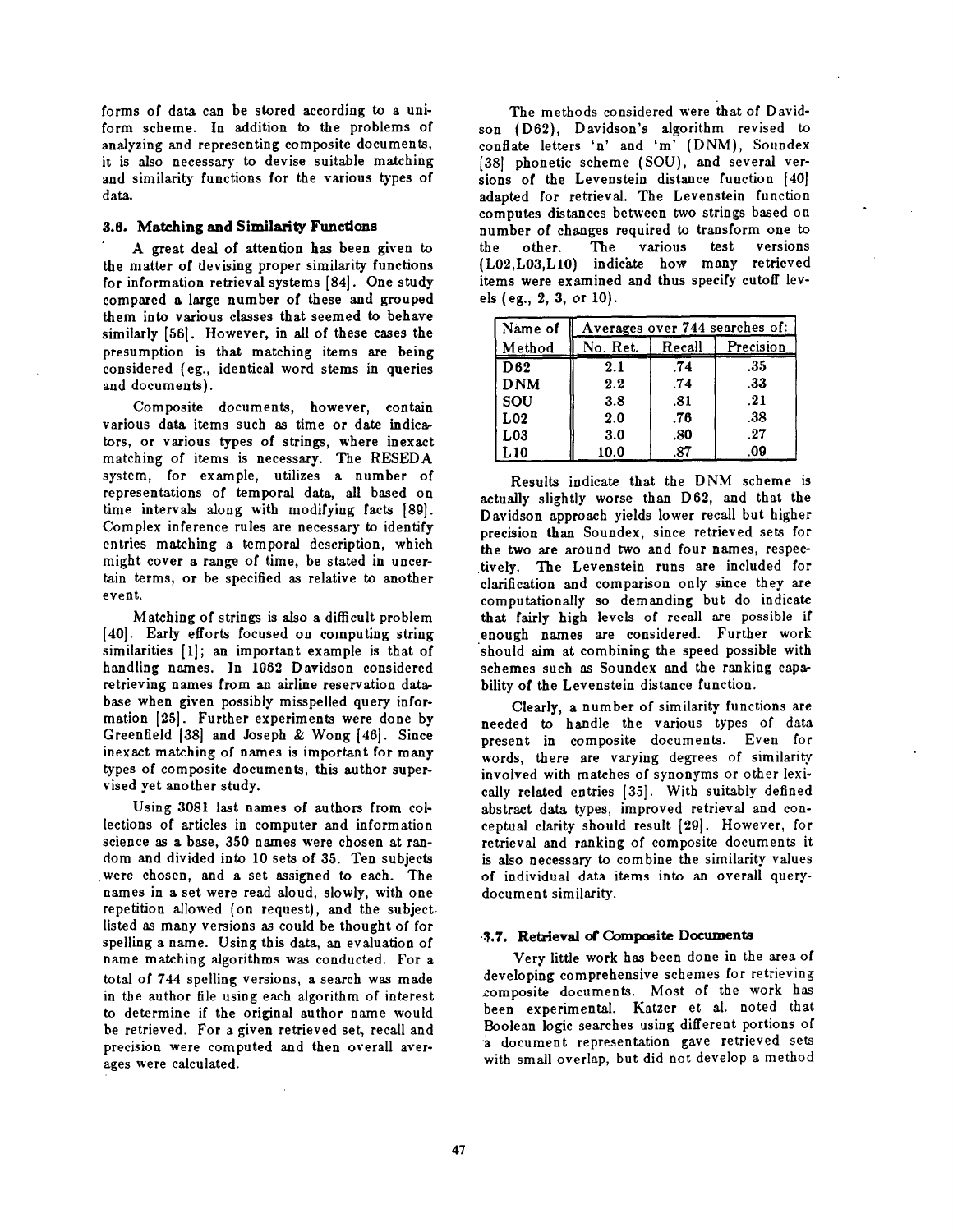forms of data can be stored according to a uniform scheme. In addition to the problems of analyzing and representing composite documents, it is also necessary to devise suitable matching and similarity functions for the various types of data.

### 3.6. Matching and Similarity Functions

A great deal of attention has been given to the matter of devising proper similarity functions for information retrieval systems [84]. One study compared a large number of these and grouped them into various classes that seemed to behave similarly [56]. However, in all of these cases the presumption is that matching items are being considered (eg., identical word stems in queries and documents).

Composite documents, however, contain various data items such as time or date indicators, or various types of strings, where inexact matching of items is necessary. The RESEDA system, for example, utilizes a number of representations of temporal data, all based on time intervals along with modifying facts [89]. Complex inference rules are necessary to identify entries matching a temporal description, which might cover a range of time, be stated in uncertain terms, or be specified as relative to another event.

Matching of strings is also a difficult problem [40]. Early efforts focused on computing string similarities [1]; an important example is that of handling names. In 1962 Davidson considered retrieving names from an airline reservation database when given possibly misspelled query information [25]. Further experiments were done by Greenfield [38] and Joseph & Wong [46]. Since inexact matching of names is important for many types of composite documents, this author supervised yet another study.

Using 3081 last names of authors from collections of articles in computer and information science as a base, 350 names were chosen at random and divided into 10 sets of 35. Ten subjects were chosen, and a set assigned to each. The names in a set were read aloud, slowly, with one repetition allowed (on request), and the subject listed as many versions as could be thought of for spelling a name. Using this data, an evaluation of name matching algorithms was conducted. For a total of 744 spelling versions, a search was made in the author file using each algorithm of interest to determine if the original author name would be retrieved. For a given retrieved set, recall and precision were computed and then overall averages were calculated.

The methods considered were that of Davidson (D62), Davidson's algorithm revised to conflate letters 'n' and 'm' (DNM), Soundex [38] phonetic scheme (SOU), and several versions of the Levenstein distance function [40] adapted for retrieval. The Levenstein function computes distances between two strings based on number of changes required to transform one to the other. The various test versions (L02,L03,L10) indicate how many retrieved items were examined and thus specify cutoff levels (eg., 2, 3, or 10).

| Name of | Averages over 744 searches of: | | |
|---|---|---|---|
| Method | No. Ret. | Recall | Precision |
| D62 | 2.1 | .74 | .35 |
| DNM | 2.2 | .74 | .33 |
| SOU | 3.8 | .81 | .21 |
| L02 | 2.0 | .76 | .38 |
| L03 | 3.0 | .80 | .27 |
| L10 | 10.0 | .87 | .09 |

Results indicate that the DNM scheme is actually slightly worse than D62, and that the Davidson approach yields lower recall but higher precision than Soundex, since retrieved sets for the two are around two and four names, respectively. The Levenstein runs are included for clarification and comparison only since they are computationally so demanding but do indicate that fairly high levels of recall are possible if enough names are considered. Further work should aim at combining the speed possible with schemes such as Soundex and the ranking capability of the Levenstein distance function.

Clearly, a number of similarity functions are needed to handle the various types of data present in composite documents. Even for words, there are varying degrees of similarity involved with matches of synonyms or other lexically related entries [35]. With suitably defined abstract data types, improved retrieval and conceptual clarity should result [29]. However, for retrieval and ranking of composite documents it is also necessary to combine the similarity values of individual data items into an overall query-document similarity.

### 3.7. Retrieval of Composite Documents

Very little work has been done in the area of developing comprehensive schemes for retrieving composite documents. Most of the work has been experimental. Katzer et al. noted that Boolean logic searches using different portions of a document representation gave retrieved sets with small overlap, but did not develop a method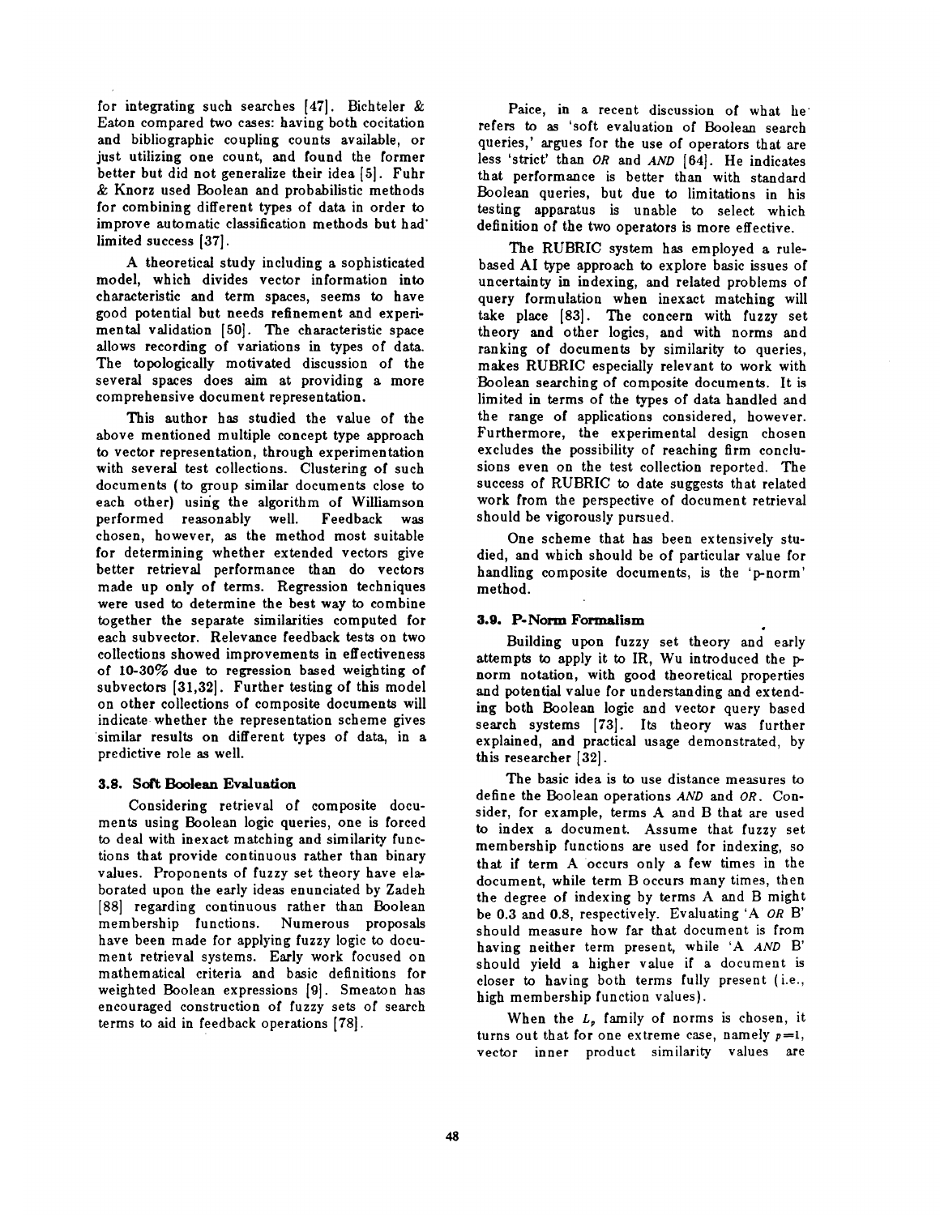for integrating such searches [47]. Bichteler & Eaton compared two cases: having both cocitation and bibliographic coupling counts available, or just utilizing one count, and found the former better but did not generalize their idea [5]. Fuhr & Knorz used Boolean and probabilistic methods for combining different types of data in order to improve automatic classification methods but had limited success [37].

A theoretical study including a sophisticated model, which divides vector information into characteristic and term spaces, seems to have good potential but needs refinement and experimental validation [50]. The characteristic space allows recording of variations in types of data. The topologically motivated discussion of the several spaces does aim at providing a more comprehensive document representation.

This author has studied the value of the above mentioned multiple concept type approach to vector representation, through experimentation with several test collections. Clustering of such documents (to group similar documents close to each other) using the algorithm of Williamson performed reasonably well. Feedback was chosen, however, as the method most suitable for determining whether extended vectors give better retrieval performance than do vectors made up only of terms. Regression techniques were used to determine the best way to combine together the separate similarities computed for each subvector. Relevance feedback tests on two collections showed improvements in effectiveness of 10-30% due to regression based weighting of subvectors [31,32]. Further testing of this model on other collections of composite documents will indicate whether the representation scheme gives similar results on different types of data, in a predictive role as well.

### 3.8. Soft Boolean Evaluation

Considering retrieval of composite documents using Boolean logic queries, one is forced to deal with inexact matching and similarity functions that provide continuous rather than binary values. Proponents of fuzzy set theory have elaborated upon the early ideas enunciated by Zadeh [88] regarding continuous rather than Boolean membership functions. Numerous proposals have been made for applying fuzzy logic to document retrieval systems. Early work focused on mathematical criteria and basic definitions for weighted Boolean expressions [9]. Smeaton has encouraged construction of fuzzy sets of search terms to aid in feedback operations [78].

Paice, in a recent discussion of what he refers to as 'soft evaluation of Boolean search queries,' argues for the use of operators that are less 'strict' than *OR* and *AND* [64]. He indicates that performance is better than with standard Boolean queries, but due to limitations in his testing apparatus is unable to select which definition of the two operators is more effective.

The RUBRIC system has employed a rule-based AI type approach to explore basic issues of uncertainty in indexing, and related problems of query formulation when inexact matching will take place [83]. The concern with fuzzy set theory and other logics, and with norms and ranking of documents by similarity to queries, makes RUBRIC especially relevant to work with Boolean searching of composite documents. It is limited in terms of the types of data handled and the range of applications considered, however. Furthermore, the experimental design chosen excludes the possibility of reaching firm conclusions even on the test collection reported. The success of RUBRIC to date suggests that related work from the perspective of document retrieval should be vigorously pursued.

One scheme that has been extensively studied, and which should be of particular value for handling composite documents, is the 'p-norm' method.

### 3.9. P-Norm Formalism

Building upon fuzzy set theory and early attempts to apply it to IR, Wu introduced the p-norm notation, with good theoretical properties and potential value for understanding and extending both Boolean logic and vector query based search systems [73]. Its theory was further explained, and practical usage demonstrated, by this researcher [32].

The basic idea is to use distance measures to define the Boolean operations *AND* and *OR*. Consider, for example, terms A and B that are used to index a document. Assume that fuzzy set membership functions are used for indexing, so that if term A occurs only a few times in the document, while term B occurs many times, then the degree of indexing by terms A and B might be 0.3 and 0.8, respectively. Evaluating 'A *OR* B' should measure how far that document is from having neither term present, while 'A *AND* B' should yield a higher value if a document is closer to having both terms fully present (i.e., high membership function values).

When the $L_p$ family of norms is chosen, it turns out that for one extreme case, namely $p=1$, vector inner product similarity values are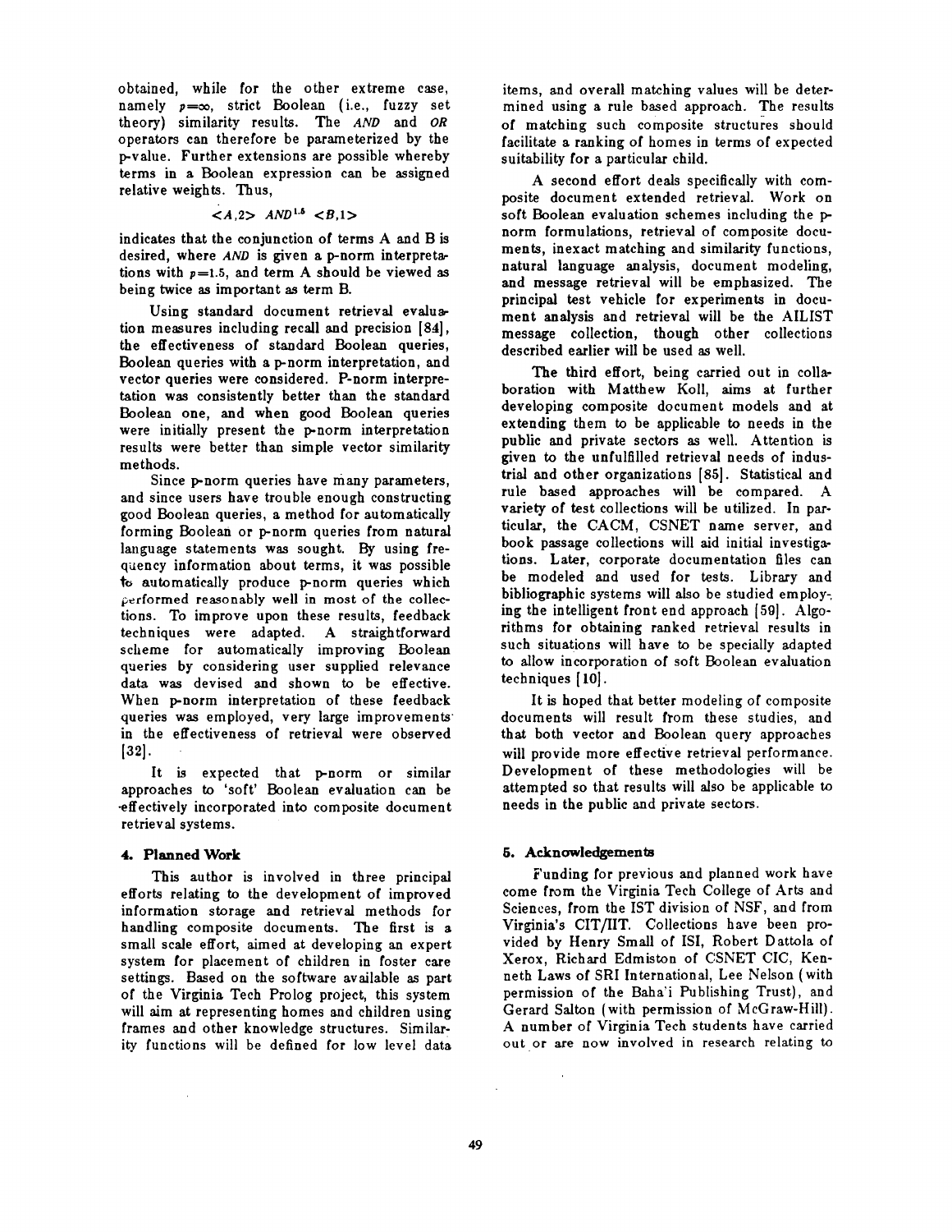obtained, while for the other extreme case, namely $p=\infty$, strict Boolean (i.e., fuzzy set theory) similarity results. The *AND* and *OR* operators can therefore be parameterized by the p-value. Further extensions are possible whereby terms in a Boolean expression can be assigned relative weights. Thus,

$$<A,2> \; AND^{1.5} \; <B,1>$$

indicates that the conjunction of terms A and B is desired, where *AND* is given a p-norm interpretations with $p=1.5$, and term A should be viewed as being twice as important as term B.

Using standard document retrieval evaluation measures including recall and precision [84], the effectiveness of standard Boolean queries, Boolean queries with a p-norm interpretation, and vector queries were considered. P-norm interpretation was consistently better than the standard Boolean one, and when good Boolean queries were initially present the p-norm interpretation results were better than simple vector similarity methods.

Since p-norm queries have many parameters, and since users have trouble enough constructing good Boolean queries, a method for automatically forming Boolean or p-norm queries from natural language statements was sought. By using frequency information about terms, it was possible to automatically produce p-norm queries which performed reasonably well in most of the collections. To improve upon these results, feedback techniques were adapted. A straightforward scheme for automatically improving Boolean queries by considering user supplied relevance data was devised and shown to be effective. When p-norm interpretation of these feedback queries was employed, very large improvements in the effectiveness of retrieval were observed [32].

It is expected that p-norm or similar approaches to 'soft' Boolean evaluation can be effectively incorporated into composite document retrieval systems.

## 4. Planned Work

This author is involved in three principal efforts relating to the development of improved information storage and retrieval methods for handling composite documents. The first is a small scale effort, aimed at developing an expert system for placement of children in foster care settings. Based on the software available as part of the Virginia Tech Prolog project, this system will aim at representing homes and children using frames and other knowledge structures. Similarity functions will be defined for low level data items, and overall matching values will be determined using a rule based approach. The results of matching such composite structures should facilitate a ranking of homes in terms of expected suitability for a particular child.

A second effort deals specifically with composite document extended retrieval. Work on soft Boolean evaluation schemes including the p-norm formulations, retrieval of composite documents, inexact matching and similarity functions, natural language analysis, document modeling, and message retrieval will be emphasized. The principal test vehicle for experiments in document analysis and retrieval will be the AILIST message collection, though other collections described earlier will be used as well.

The third effort, being carried out in collaboration with Matthew Koll, aims at further developing composite document models and at extending them to be applicable to needs in the public and private sectors as well. Attention is given to the unfulfilled retrieval needs of industrial and other organizations [85]. Statistical and rule based approaches will be compared. A variety of test collections will be utilized. In particular, the CACM, CSNET name server, and book passage collections will aid initial investigations. Later, corporate documentation files can be modeled and used for tests. Library and bibliographic systems will also be studied employing the intelligent front end approach [59]. Algorithms for obtaining ranked retrieval results in such situations will have to be specially adapted to allow incorporation of soft Boolean evaluation techniques [10].

It is hoped that better modeling of composite documents will result from these studies, and that both vector and Boolean query approaches will provide more effective retrieval performance. Development of these methodologies will be attempted so that results will also be applicable to needs in the public and private sectors.

## 5. Acknowledgements

Funding for previous and planned work have come from the Virginia Tech College of Arts and Sciences, from the IST division of NSF, and from Virginia's CIT/IIT. Collections have been provided by Henry Small of ISI, Robert Dattola of Xerox, Richard Edmiston of CSNET CIC, Kenneth Laws of SRI International, Lee Nelson (with permission of the Baha'i Publishing Trust), and Gerard Salton (with permission of McGraw-Hill). A number of Virginia Tech students have carried out or are now involved in research relating to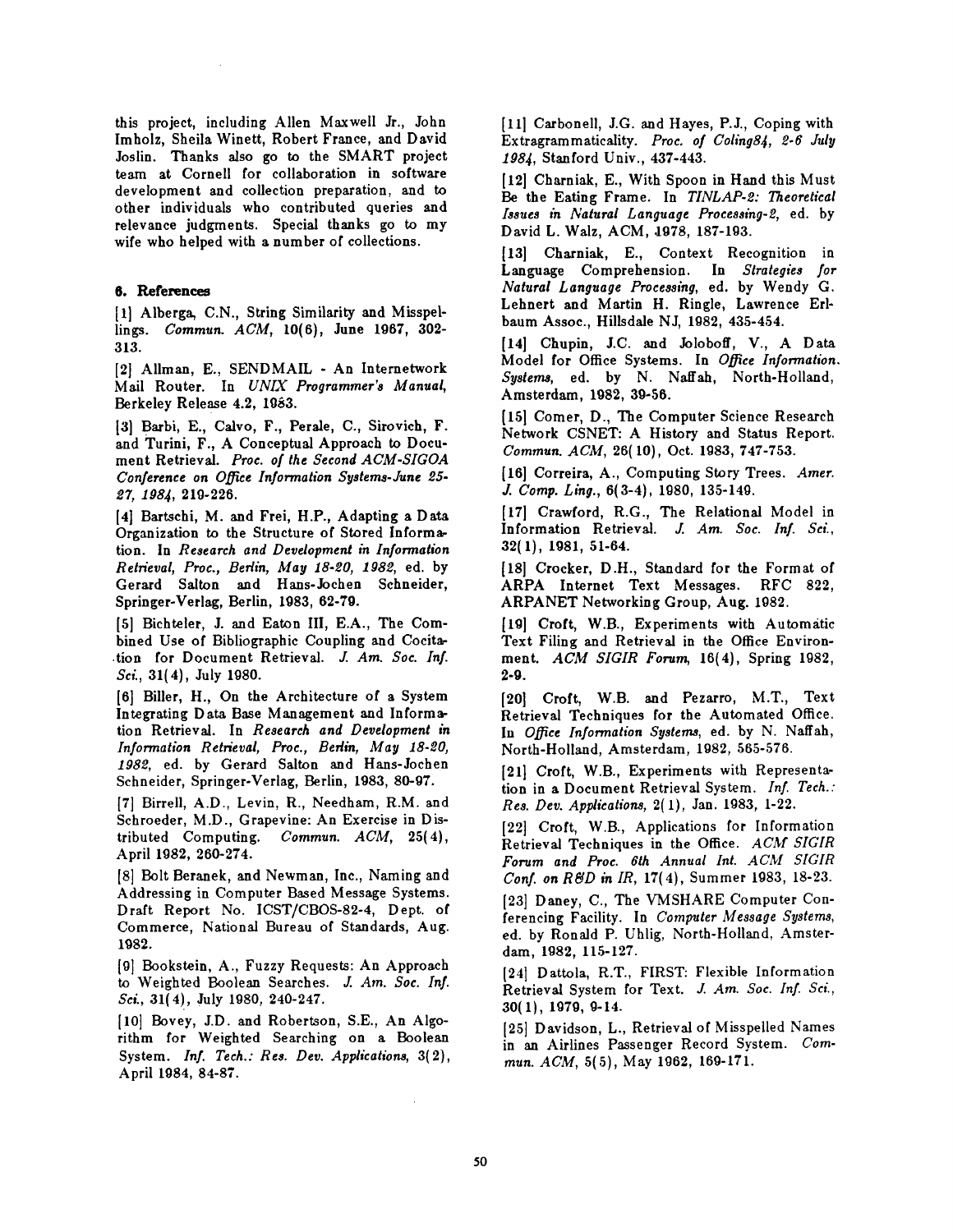this project, including Allen Maxwell Jr., John Imholz, Sheila Winett, Robert France, and David Joslin. Thanks also go to the SMART project team at Cornell for collaboration in software development and collection preparation, and to other individuals who contributed queries and relevance judgments. Special thanks go to my wife who helped with a number of collections.

## 6. References

[1] Alberga, C.N., String Similarity and Misspellings. *Commun. ACM*, 10(6), June 1967, 302-313.

[2] Allman, E., SENDMAIL - An Internetwork Mail Router. In *UNIX Programmer's Manual*, Berkeley Release 4.2, 1983.

[3] Barbi, E., Calvo, F., Perale, C., Sirovich, F. and Turini, F., A Conceptual Approach to Document Retrieval. *Proc. of the Second ACM-SIGOA Conference on Office Information Systems-June 25-27, 1984*, 219-226.

[4] Bartschi, M. and Frei, H.P., Adapting a Data Organization to the Structure of Stored Information. In *Research and Development in Information Retrieval, Proc., Berlin, May 18-20, 1982*, ed. by Gerard Salton and Hans-Jochen Schneider, Springer-Verlag, Berlin, 1983, 62-79.

[5] Bichteler, J. and Eaton III, E.A., The Combined Use of Bibliographic Coupling and Cocitation for Document Retrieval. *J. Am. Soc. Inf. Sci.*, 31(4), July 1980.

[6] Biller, H., On the Architecture of a System Integrating Data Base Management and Information Retrieval. In *Research and Development in Information Retrieval, Proc., Berlin, May 18-20, 1982*, ed. by Gerard Salton and Hans-Jochen Schneider, Springer-Verlag, Berlin, 1983, 80-97.

[7] Birrell, A.D., Levin, R., Needham, R.M. and Schroeder, M.D., Grapevine: An Exercise in Distributed Computing. *Commun. ACM*, 25(4), April 1982, 260-274.

[8] Bolt Beranek, and Newman, Inc., Naming and Addressing in Computer Based Message Systems. Draft Report No. ICST/CBOS-82-4, Dept. of Commerce, National Bureau of Standards, Aug. 1982.

[9] Bookstein, A., Fuzzy Requests: An Approach to Weighted Boolean Searches. *J. Am. Soc. Inf. Sci.*, 31(4), July 1980, 240-247.

[10] Bovey, J.D. and Robertson, S.E., An Algorithm for Weighted Searching on a Boolean System. *Inf. Tech.: Res. Dev. Applications*, 3(2), April 1984, 84-87.

[11] Carbonell, J.G. and Hayes, P.J., Coping with Extragrammaticality. *Proc. of Coling84, 2-6 July 1984*, Stanford Univ., 437-443.

[12] Charniak, E., With Spoon in Hand this Must Be the Eating Frame. In *TINLAP-2: Theoretical Issues in Natural Language Processing-2*, ed. by David L. Walz, ACM, 1978, 187-193.

[13] Charniak, E., Context Recognition in Language Comprehension. In *Strategies for Natural Language Processing*, ed. by Wendy G. Lehnert and Martin H. Ringle, Lawrence Erlbaum Assoc., Hillsdale NJ, 1982, 435-454.

[14] Chupin, J.C. and Joloboff, V., A Data Model for Office Systems. In *Office Information. Systems*, ed. by N. Naffah, North-Holland, Amsterdam, 1982, 39-56.

[15] Comer, D., The Computer Science Research Network CSNET: A History and Status Report. *Commun. ACM*, 26(10), Oct. 1983, 747-753.

[16] Correira, A., Computing Story Trees. *Amer. J. Comp. Ling.*, 6(3-4), 1980, 135-149.

[17] Crawford, R.G., The Relational Model in Information Retrieval. *J. Am. Soc. Inf. Sci.*, 32(1), 1981, 51-64.

[18] Crocker, D.H., Standard for the Format of ARPA Internet Text Messages. RFC 822, ARPANET Networking Group, Aug. 1982.

[19] Croft, W.B., Experiments with Automatic Text Filing and Retrieval in the Office Environment. *ACM SIGIR Forum*, 16(4), Spring 1982, 2-9.

[20] Croft, W.B. and Pezarro, M.T., Text Retrieval Techniques for the Automated Office. In *Office Information Systems*, ed. by N. Naffah, North-Holland, Amsterdam, 1982, 565-576.

[21] Croft, W.B., Experiments with Representation in a Document Retrieval System. *Inf. Tech.: Res. Dev. Applications*, 2(1), Jan. 1983, 1-22.

[22] Croft, W.B., Applications for Information Retrieval Techniques in the Office. *ACM SIGIR Forum and Proc. 6th Annual Int. ACM SIGIR Conf. on R&D in IR*, 17(4), Summer 1983, 18-23.

[23] Daney, C., The VMSHARE Computer Conferencing Facility. In *Computer Message Systems*, ed. by Ronald P. Uhlig, North-Holland, Amsterdam, 1982, 115-127.

[24] Dattola, R.T., FIRST: Flexible Information Retrieval System for Text. *J. Am. Soc. Inf. Sci.*, 30(1), 1979, 9-14.

[25] Davidson, L., Retrieval of Misspelled Names in an Airlines Passenger Record System. *Commun. ACM*, 5(5), May 1962, 169-171.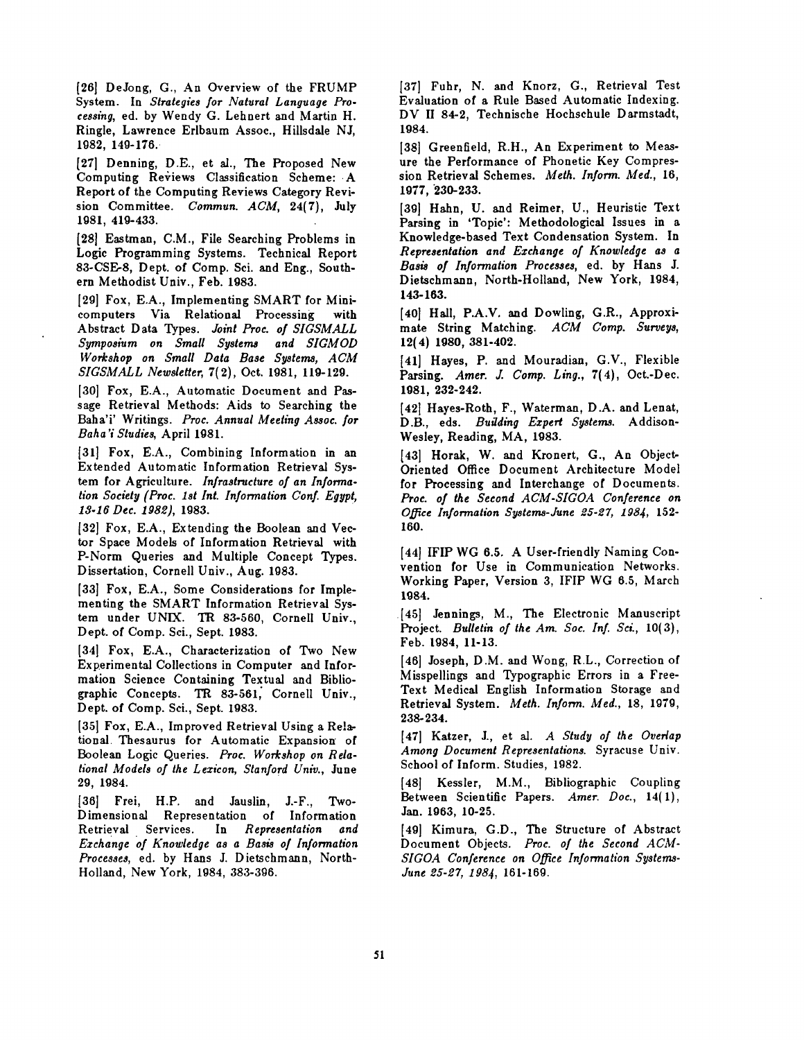[26] DeJong, G., An Overview of the FRUMP System. In *Strategies for Natural Language Processing*, ed. by Wendy G. Lehnert and Martin H. Ringle, Lawrence Erlbaum Assoc., Hillsdale NJ, 1982, 149-176.

[27] Denning, D.E., et al., The Proposed New Computing Reviews Classification Scheme: A Report of the Computing Reviews Category Revision Committee. *Commun. ACM*, 24(7), July 1981, 419-433.

[28] Eastman, C.M., File Searching Problems in Logic Programming Systems. Technical Report 83-CSE-8, Dept. of Comp. Sci. and Eng., Southern Methodist Univ., Feb. 1983.

[29] Fox, E.A., Implementing SMART for Minicomputers Via Relational Processing with Abstract Data Types. *Joint Proc. of SIGSMALL Symposium on Small Systems and SIGMOD Workshop on Small Data Base Systems, ACM SIGSMALL Newsletter*, 7(2), Oct. 1981, 119-129.

[30] Fox, E.A., Automatic Document and Passage Retrieval Methods: Aids to Searching the Baha'i' Writings. *Proc. Annual Meeting Assoc. for Baha'i Studies*, April 1981.

[31] Fox, E.A., Combining Information in an Extended Automatic Information Retrieval System for Agriculture. *Infrastructure of an Information Society (Proc. 1st Int. Information Conf. Egypt, 13-16 Dec. 1982)*, 1983.

[32] Fox, E.A., Extending the Boolean and Vector Space Models of Information Retrieval with P-Norm Queries and Multiple Concept Types. Dissertation, Cornell Univ., Aug. 1983.

[33] Fox, E.A., Some Considerations for Implementing the SMART Information Retrieval System under UNIX. TR 83-560, Cornell Univ., Dept. of Comp. Sci., Sept. 1983.

[34] Fox, E.A., Characterization of Two New Experimental Collections in Computer and Information Science Containing Textual and Bibliographic Concepts. TR 83-561, Cornell Univ., Dept. of Comp. Sci., Sept. 1983.

[35] Fox, E.A., Improved Retrieval Using a Relational Thesaurus for Automatic Expansion of Boolean Logic Queries. *Proc. Workshop on Relational Models of the Lexicon, Stanford Univ.*, June 29, 1984.

[36] Frei, H.P. and Jauslin, J.-F., Two-Dimensional Representation of Information Retrieval Services. In *Representation and Exchange of Knowledge as a Basis of Information Processes*, ed. by Hans J. Dietschmann, North-Holland, New York, 1984, 383-396.

[37] Fuhr, N. and Knorz, G., Retrieval Test Evaluation of a Rule Based Automatic Indexing. DV II 84-2, Technische Hochschule Darmstadt, 1984.

[38] Greenfield, R.H., An Experiment to Measure the Performance of Phonetic Key Compression Retrieval Schemes. *Meth. Inform. Med.*, 16, 1977, 230-233.

[39] Hahn, U. and Reimer, U., Heuristic Text Parsing in 'Topic': Methodological Issues in a Knowledge-based Text Condensation System. In *Representation and Exchange of Knowledge as a Basis of Information Processes*, ed. by Hans J. Dietschmann, North-Holland, New York, 1984, 143-163.

[40] Hall, P.A.V. and Dowling, G.R., Approximate String Matching. *ACM Comp. Surveys*, 12(4) 1980, 381-402.

[41] Hayes, P. and Mouradian, G.V., Flexible Parsing. *Amer. J. Comp. Ling.*, 7(4), Oct.-Dec. 1981, 232-242.

[42] Hayes-Roth, F., Waterman, D.A. and Lenat, D.B., eds. *Building Expert Systems.* Addison-Wesley, Reading, MA, 1983.

[43] Horak, W. and Kronert, G., An Object-Oriented Office Document Architecture Model for Processing and Interchange of Documents. *Proc. of the Second ACM-SIGOA Conference on Office Information Systems-June 25-27, 1984*, 152-160.

[44] IFIP WG 6.5. A User-friendly Naming Convention for Use in Communication Networks. Working Paper, Version 3, IFIP WG 6.5, March 1984.

[45] Jennings, M., The Electronic Manuscript Project. *Bulletin of the Am. Soc. Inf. Sci.*, 10(3), Feb. 1984, 11-13.

[46] Joseph, D.M. and Wong, R.L., Correction of Misspellings and Typographic Errors in a Free-Text Medical English Information Storage and Retrieval System. *Meth. Inform. Med.*, 18, 1979, 238-234.

[47] Katzer, J., et al. *A Study of the Overlap Among Document Representations.* Syracuse Univ. School of Inform. Studies, 1982.

[48] Kessler, M.M., Bibliographic Coupling Between Scientific Papers. *Amer. Doc.*, 14(1), Jan. 1963, 10-25.

[49] Kimura, G.D., The Structure of Abstract Document Objects. *Proc. of the Second ACM-SIGOA Conference on Office Information Systems-June 25-27, 1984*, 161-169.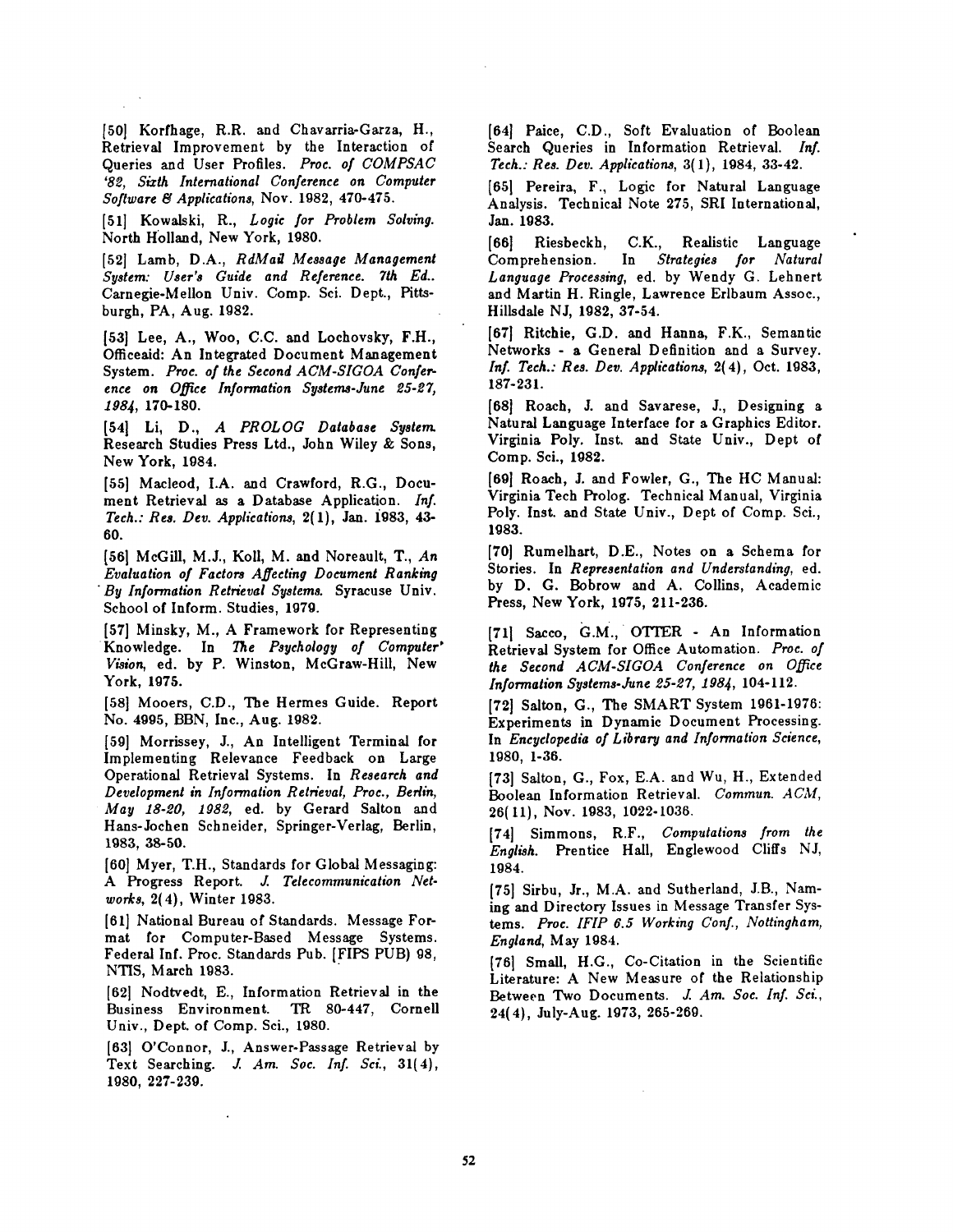[50] Korfhage, R.R. and Chavarria-Garza, H., Retrieval Improvement by the Interaction of Queries and User Profiles. *Proc. of COMPSAC '82, Sixth International Conference on Computer Software & Applications*, Nov. 1982, 470-475.

[51] Kowalski, R., *Logic for Problem Solving.* North Holland, New York, 1980.

[52] Lamb, D.A., *RdMail Message Management System: User's Guide and Reference. 7th Ed..* Carnegie-Mellon Univ. Comp. Sci. Dept., Pittsburgh, PA, Aug. 1982.

[53] Lee, A., Woo, C.C. and Lochovsky, F.H., Officeaid: An Integrated Document Management System. *Proc. of the Second ACM-SIGOA Conference on Office Information Systems-June 25-27, 1984*, 170-180.

[54] Li, D., *A PROLOG Database System.* Research Studies Press Ltd., John Wiley & Sons, New York, 1984.

[55] Macleod, I.A. and Crawford, R.G., Document Retrieval as a Database Application. *Inf. Tech.: Res. Dev. Applications*, 2(1), Jan. 1983, 43-60.

[56] McGill, M.J., Koll, M. and Noreault, T., *An Evaluation of Factors Affecting Document Ranking By Information Retrieval Systems.* Syracuse Univ. School of Inform. Studies, 1979.

[57] Minsky, M., A Framework for Representing Knowledge. In *The Psychology of Computer Vision*, ed. by P. Winston, McGraw-Hill, New York, 1975.

[58] Mooers, C.D., The Hermes Guide. Report No. 4995, BBN, Inc., Aug. 1982.

[59] Morrissey, J., An Intelligent Terminal for Implementing Relevance Feedback on Large Operational Retrieval Systems. In *Research and Development in Information Retrieval, Proc., Berlin, May 18-20, 1982*, ed. by Gerard Salton and Hans-Jochen Schneider, Springer-Verlag, Berlin, 1983, 38-50.

[60] Myer, T.H., Standards for Global Messaging: A Progress Report. *J. Telecommunication Networks*, 2(4), Winter 1983.

[61] National Bureau of Standards. Message Format for Computer-Based Message Systems. Federal Inf. Proc. Standards Pub. [FIPS PUB) 98, NTIS, March 1983.

[62] Nodtvedt, E., Information Retrieval in the Business Environment. TR 80-447, Cornell Univ., Dept. of Comp. Sci., 1980.

[63] O'Connor, J., Answer-Passage Retrieval by Text Searching. *J. Am. Soc. Inf. Sci.*, 31(4), 1980, 227-239.

[64] Paice, C.D., Soft Evaluation of Boolean Search Queries in Information Retrieval. *Inf. Tech.: Res. Dev. Applications*, 3(1), 1984, 33-42.

[65] Pereira, F., Logic for Natural Language Analysis. Technical Note 275, SRI International, Jan. 1983.

[66] Riesbeckh, C.K., Realistic Language Comprehension. In *Strategies for Natural Language Processing*, ed. by Wendy G. Lehnert and Martin H. Ringle, Lawrence Erlbaum Assoc., Hillsdale NJ, 1982, 37-54.

[67] Ritchie, G.D. and Hanna, F.K., Semantic Networks - a General Definition and a Survey. *Inf. Tech.: Res. Dev. Applications*, 2(4), Oct. 1983, 187-231.

[68] Roach, J. and Savarese, J., Designing a Natural Language Interface for a Graphics Editor. Virginia Poly. Inst. and State Univ., Dept of Comp. Sci., 1982.

[69] Roach, J. and Fowler, G., The HC Manual: Virginia Tech Prolog. Technical Manual, Virginia Poly. Inst. and State Univ., Dept of Comp. Sci., 1983.

[70] Rumelhart, D.E., Notes on a Schema for Stories. In *Representation and Understanding*, ed. by D. G. Bobrow and A. Collins, Academic Press, New York, 1975, 211-236.

[71] Sacco, G.M., OTTER - An Information Retrieval System for Office Automation. *Proc. of the Second ACM-SIGOA Conference on Office Information Systems-June 25-27, 1984*, 104-112.

[72] Salton, G., The SMART System 1961-1976: Experiments in Dynamic Document Processing. In *Encyclopedia of Library and Information Science*, 1980, 1-36.

[73] Salton, G., Fox, E.A. and Wu, H., Extended Boolean Information Retrieval. *Commun. ACM*, 26(11), Nov. 1983, 1022-1036.

[74] Simmons, R.F., *Computations from the English.* Prentice Hall, Englewood Cliffs NJ, 1984.

[75] Sirbu, Jr., M.A. and Sutherland, J.B., Naming and Directory Issues in Message Transfer Systems. *Proc. IFIP 6.5 Working Conf., Nottingham, England*, May 1984.

[76] Small, H.G., Co-Citation in the Scientific Literature: A New Measure of the Relationship Between Two Documents. *J. Am. Soc. Inf. Sci.*, 24(4), July-Aug. 1973, 265-269.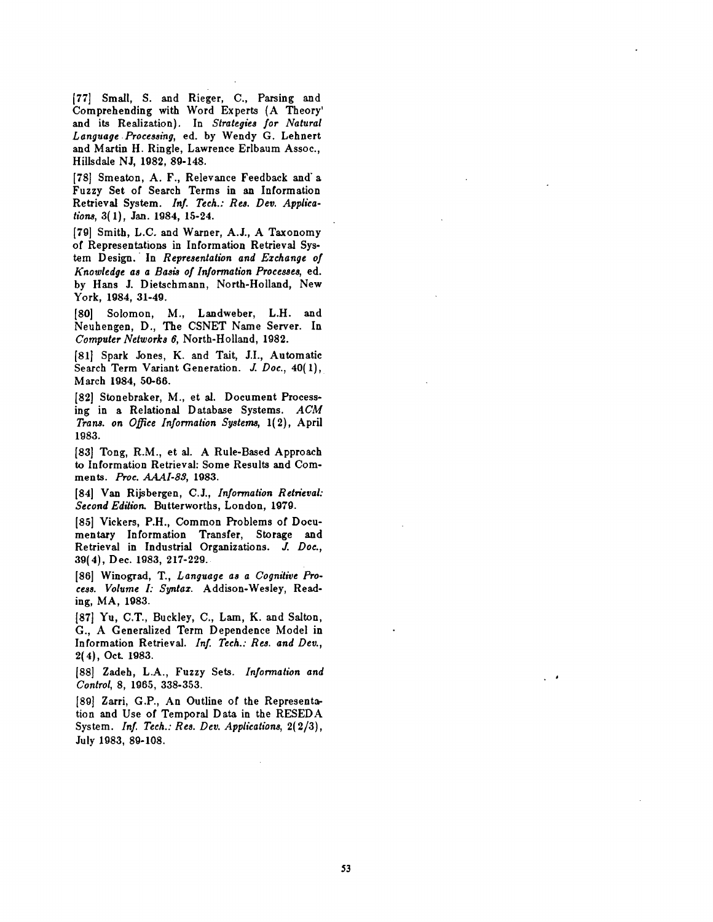[77] Small, S. and Rieger, C., Parsing and Comprehending with Word Experts (A Theory and its Realization). In *Strategies for Natural Language Processing*, ed. by Wendy G. Lehnert and Martin H. Ringle, Lawrence Erlbaum Assoc., Hillsdale NJ, 1982, 89-148.

[78] Smeaton, A. F., Relevance Feedback and a Fuzzy Set of Search Terms in an Information Retrieval System. *Inf. Tech.: Res. Dev. Applications*, 3(1), Jan. 1984, 15-24.

[79] Smith, L.C. and Warner, A.J., A Taxonomy of Representations in Information Retrieval System Design. In *Representation and Exchange of Knowledge as a Basis of Information Processes*, ed. by Hans J. Dietschmann, North-Holland, New York, 1984, 31-49.

[80] Solomon, M., Landweber, L.H. and Neuhengen, D., The CSNET Name Server. In *Computer Networks 6*, North-Holland, 1982.

[81] Spark Jones, K. and Tait, J.I., Automatic Search Term Variant Generation. *J. Doc.*, 40(1), March 1984, 50-66.

[82] Stonebraker, M., et al. Document Processing in a Relational Database Systems. *ACM Trans. on Office Information Systems*, 1(2), April 1983.

[83] Tong, R.M., et al. A Rule-Based Approach to Information Retrieval: Some Results and Comments. *Proc. AAAI-83*, 1983.

[84] Van Rijsbergen, C.J., *Information Retrieval: Second Edition*. Butterworths, London, 1979.

[85] Vickers, P.H., Common Problems of Documentary Information Transfer, Storage and Retrieval in Industrial Organizations. *J. Doc.*, 39(4), Dec. 1983, 217-229.

[86] Winograd, T., *Language as a Cognitive Process. Volume I: Syntax*. Addison-Wesley, Reading, MA, 1983.

[87] Yu, C.T., Buckley, C., Lam, K. and Salton, G., A Generalized Term Dependence Model in Information Retrieval. *Inf. Tech.: Res. and Dev.*, 2(4), Oct. 1983.

[88] Zadeh, L.A., Fuzzy Sets. *Information and Control*, 8, 1965, 338-353.

[89] Zarri, G.P., An Outline of the Representation and Use of Temporal Data in the RESEDA System. *Inf. Tech.: Res. Dev. Applications*, 2(2/3), July 1983, 89-108.